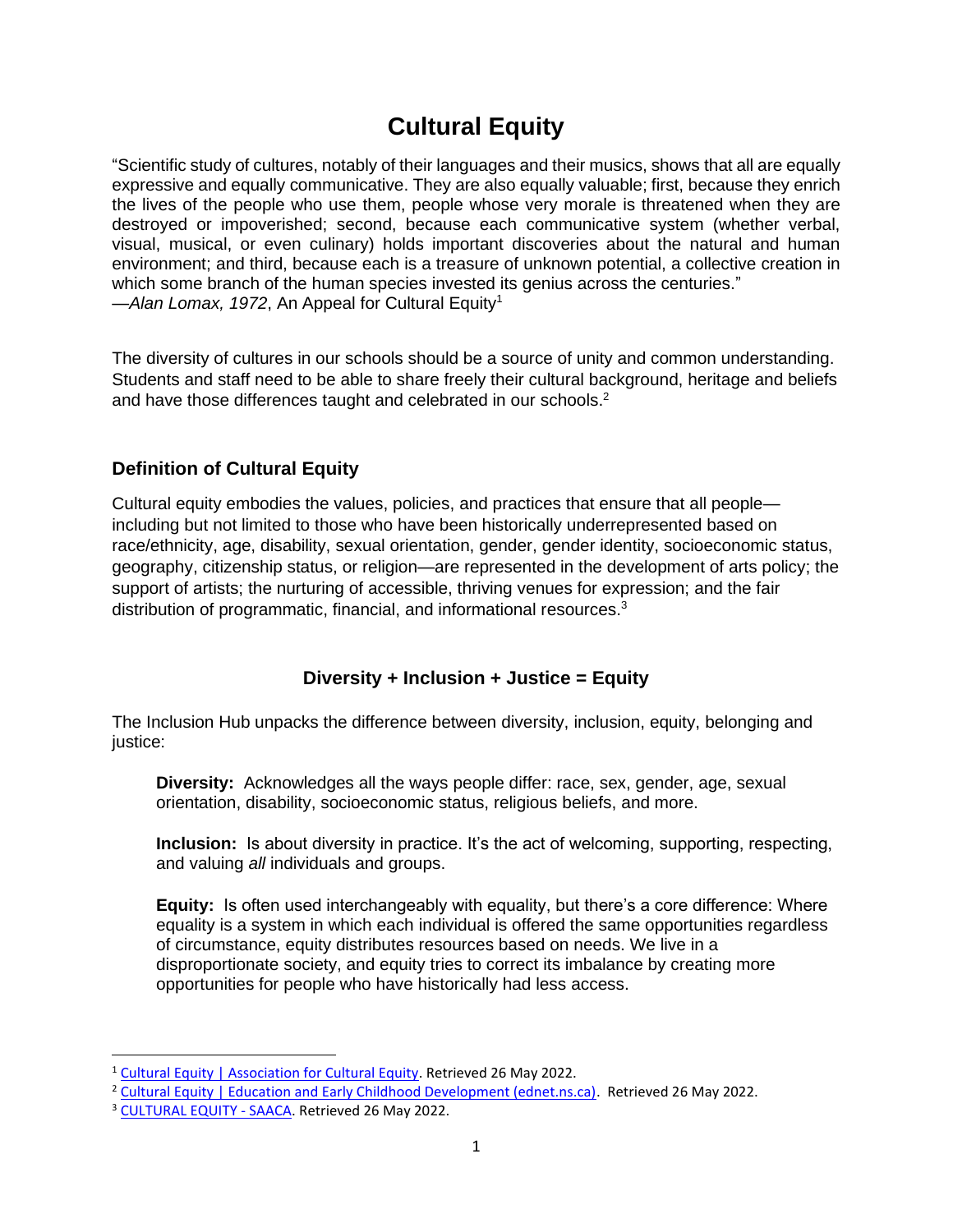# Cultural Equity

"Scientific study of cultures, notably of their languages and their musics, shows that all are equally expressive and equally communicative. They are also equally valuable; first, because they enrich the lives of the people who use them, people whose very morale is threatened when they are destroyed or impoverished; second, because each communicative system (whether verbal, visual, musical, or even culinary) holds important discoveries about the natural and human environment; and third, because each is a treasure of unknown potential, a collective creation in which some branch of the human species invested its genius across the centuries."
—*Alan Lomax, 1972*, An Appeal for Cultural Equity[1]

The diversity of cultures in our schools should be a source of unity and common understanding. Students and staff need to be able to share freely their cultural background, heritage and beliefs and have those differences taught and celebrated in our schools.[2]

## Definition of Cultural Equity

Cultural equity embodies the values, policies, and practices that ensure that all people—including but not limited to those who have been historically underrepresented based on race/ethnicity, age, disability, sexual orientation, gender, gender identity, socioeconomic status, geography, citizenship status, or religion—are represented in the development of arts policy; the support of artists; the nurturing of accessible, thriving venues for expression; and the fair distribution of programmatic, financial, and informational resources.[3]

### Diversity + Inclusion + Justice = Equity

The Inclusion Hub unpacks the difference between diversity, inclusion, equity, belonging and justice:

> **Diversity:** Acknowledges all the ways people differ: race, sex, gender, age, sexual orientation, disability, socioeconomic status, religious beliefs, and more.
>
> **Inclusion:** Is about diversity in practice. It's the act of welcoming, supporting, respecting, and valuing *all* individuals and groups.
>
> **Equity:** Is often used interchangeably with equality, but there's a core difference: Where equality is a system in which each individual is offered the same opportunities regardless of circumstance, equity distributes resources based on needs. We live in a disproportionate society, and equity tries to correct its imbalance by creating more opportunities for people who have historically had less access.

---

[1] Cultural Equity | Association for Cultural Equity. Retrieved 26 May 2022.

[2] Cultural Equity | Education and Early Childhood Development (ednet.ns.ca). Retrieved 26 May 2022.

[3] CULTURAL EQUITY - SAACA. Retrieved 26 May 2022.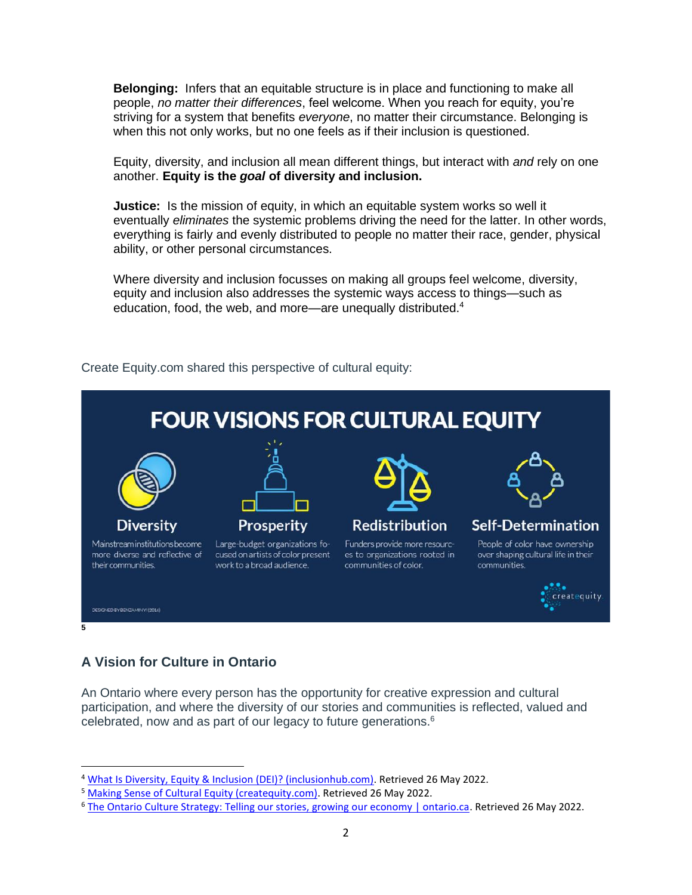**Belonging:** Infers that an equitable structure is in place and functioning to make all people, *no matter their differences*, feel welcome. When you reach for equity, you're striving for a system that benefits *everyone*, no matter their circumstance. Belonging is when this not only works, but no one feels as if their inclusion is questioned.

Equity, diversity, and inclusion all mean different things, but interact with *and* rely on one another. **Equity is the *goal* of diversity and inclusion.**

**Justice:** Is the mission of equity, in which an equitable system works so well it eventually *eliminates* the systemic problems driving the need for the latter. In other words, everything is fairly and evenly distributed to people no matter their race, gender, physical ability, or other personal circumstances.

Where diversity and inclusion focusses on making all groups feel welcome, diversity, equity and inclusion also addresses the systemic ways access to things—such as education, food, the web, and more—are unequally distributed.[4]

Create Equity.com shared this perspective of cultural equity:

**FOUR VISIONS FOR CULTURAL EQUITY**

**Diversity**
Mainstream institutions become more diverse and reflective of their communities.

**Prosperity**
Large-budget organizations focused on artists of color present work to a broad audience.

**Redistribution**
Funders provide more resources to organizations rooted in communities of color.

**Self-Determination**
People of color have ownership over shaping cultural life in their communities.

DESIGNED BY BENZAMINYI (2016)

createquity.

[5]

## A Vision for Culture in Ontario

An Ontario where every person has the opportunity for creative expression and cultural participation, and where the diversity of our stories and communities is reflected, valued and celebrated, now and as part of our legacy to future generations.[6]

---

[4] What Is Diversity, Equity & Inclusion (DEI)? (inclusionhub.com). Retrieved 26 May 2022.

[5] Making Sense of Cultural Equity (createquity.com). Retrieved 26 May 2022.

[6] The Ontario Culture Strategy: Telling our stories, growing our economy | ontario.ca. Retrieved 26 May 2022.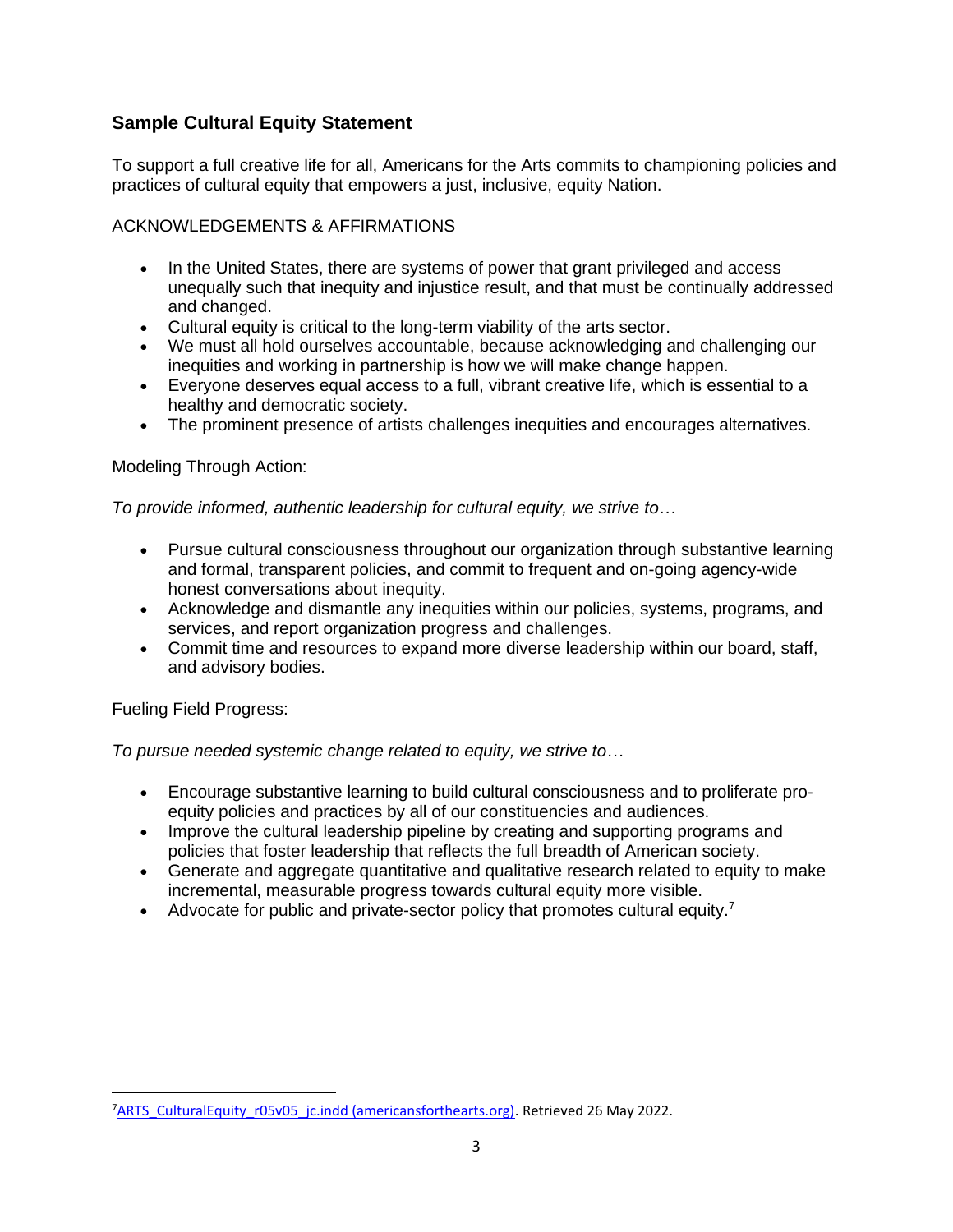## Sample Cultural Equity Statement

To support a full creative life for all, Americans for the Arts commits to championing policies and practices of cultural equity that empowers a just, inclusive, equity Nation.

ACKNOWLEDGEMENTS & AFFIRMATIONS

- In the United States, there are systems of power that grant privileged and access unequally such that inequity and injustice result, and that must be continually addressed and changed.
- Cultural equity is critical to the long-term viability of the arts sector.
- We must all hold ourselves accountable, because acknowledging and challenging our inequities and working in partnership is how we will make change happen.
- Everyone deserves equal access to a full, vibrant creative life, which is essential to a healthy and democratic society.
- The prominent presence of artists challenges inequities and encourages alternatives.

Modeling Through Action:

*To provide informed, authentic leadership for cultural equity, we strive to…*

- Pursue cultural consciousness throughout our organization through substantive learning and formal, transparent policies, and commit to frequent and on-going agency-wide honest conversations about inequity.
- Acknowledge and dismantle any inequities within our policies, systems, programs, and services, and report organization progress and challenges.
- Commit time and resources to expand more diverse leadership within our board, staff, and advisory bodies.

Fueling Field Progress:

*To pursue needed systemic change related to equity, we strive to…*

- Encourage substantive learning to build cultural consciousness and to proliferate pro-equity policies and practices by all of our constituencies and audiences.
- Improve the cultural leadership pipeline by creating and supporting programs and policies that foster leadership that reflects the full breadth of American society.
- Generate and aggregate quantitative and qualitative research related to equity to make incremental, measurable progress towards cultural equity more visible.
- Advocate for public and private-sector policy that promotes cultural equity.[7]

---

[7] ARTS_CulturalEquity_r05v05_jc.indd (americansforthearts.org). Retrieved 26 May 2022.